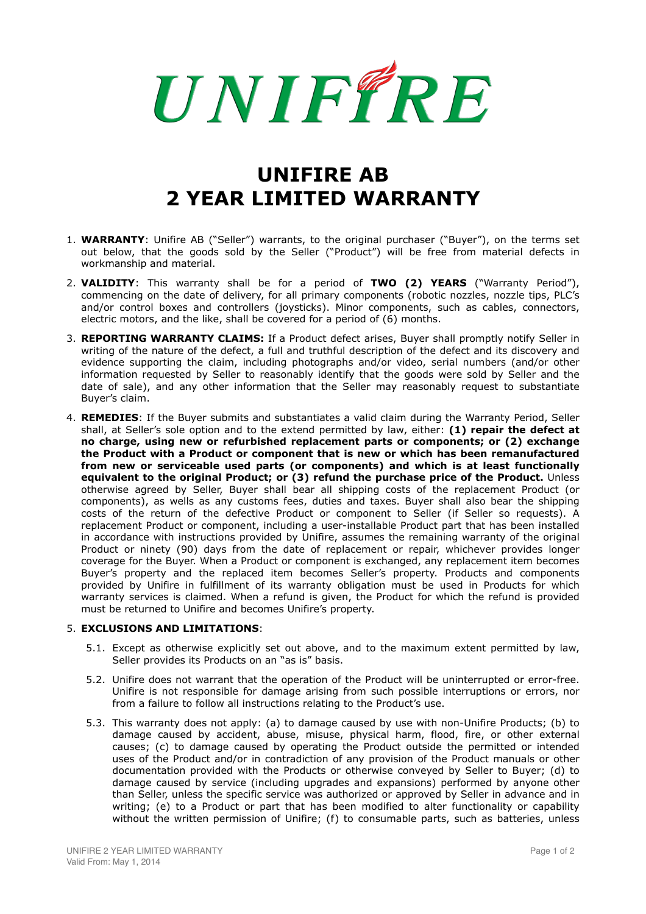UNIFIRE

# UNIFIRE AB
# 2 YEAR LIMITED WARRANTY

1. **WARRANTY**: Unifire AB ("Seller") warrants, to the original purchaser ("Buyer"), on the terms set out below, that the goods sold by the Seller ("Product") will be free from material defects in workmanship and material.

2. **VALIDITY**: This warranty shall be for a period of **TWO (2) YEARS** ("Warranty Period"), commencing on the date of delivery, for all primary components (robotic nozzles, nozzle tips, PLC's and/or control boxes and controllers (joysticks). Minor components, such as cables, connectors, electric motors, and the like, shall be covered for a period of (6) months.

3. **REPORTING WARRANTY CLAIMS:** If a Product defect arises, Buyer shall promptly notify Seller in writing of the nature of the defect, a full and truthful description of the defect and its discovery and evidence supporting the claim, including photographs and/or video, serial numbers (and/or other information requested by Seller to reasonably identify that the goods were sold by Seller and the date of sale), and any other information that the Seller may reasonably request to substantiate Buyer's claim.

4. **REMEDIES**: If the Buyer submits and substantiates a valid claim during the Warranty Period, Seller shall, at Seller's sole option and to the extend permitted by law, either: **(1) repair the defect at no charge, using new or refurbished replacement parts or components; or (2) exchange the Product with a Product or component that is new or which has been remanufactured from new or serviceable used parts (or components) and which is at least functionally equivalent to the original Product; or (3) refund the purchase price of the Product.** Unless otherwise agreed by Seller, Buyer shall bear all shipping costs of the replacement Product (or components), as wells as any customs fees, duties and taxes. Buyer shall also bear the shipping costs of the return of the defective Product or component to Seller (if Seller so requests). A replacement Product or component, including a user-installable Product part that has been installed in accordance with instructions provided by Unifire, assumes the remaining warranty of the original Product or ninety (90) days from the date of replacement or repair, whichever provides longer coverage for the Buyer. When a Product or component is exchanged, any replacement item becomes Buyer's property and the replaced item becomes Seller's property. Products and components provided by Unifire in fulfillment of its warranty obligation must be used in Products for which warranty services is claimed. When a refund is given, the Product for which the refund is provided must be returned to Unifire and becomes Unifire's property.

5. **EXCLUSIONS AND LIMITATIONS**:

   5.1. Except as otherwise explicitly set out above, and to the maximum extent permitted by law, Seller provides its Products on an "as is" basis.

   5.2. Unifire does not warrant that the operation of the Product will be uninterrupted or error-free. Unifire is not responsible for damage arising from such possible interruptions or errors, nor from a failure to follow all instructions relating to the Product's use.

   5.3. This warranty does not apply: (a) to damage caused by use with non-Unifire Products; (b) to damage caused by accident, abuse, misuse, physical harm, flood, fire, or other external causes; (c) to damage caused by operating the Product outside the permitted or intended uses of the Product and/or in contradiction of any provision of the Product manuals or other documentation provided with the Products or otherwise conveyed by Seller to Buyer; (d) to damage caused by service (including upgrades and expansions) performed by anyone other than Seller, unless the specific service was authorized or approved by Seller in advance and in writing; (e) to a Product or part that has been modified to alter functionality or capability without the written permission of Unifire; (f) to consumable parts, such as batteries, unless

UNIFIRE 2 YEAR LIMITED WARRANTY
Valid From: May 1, 2014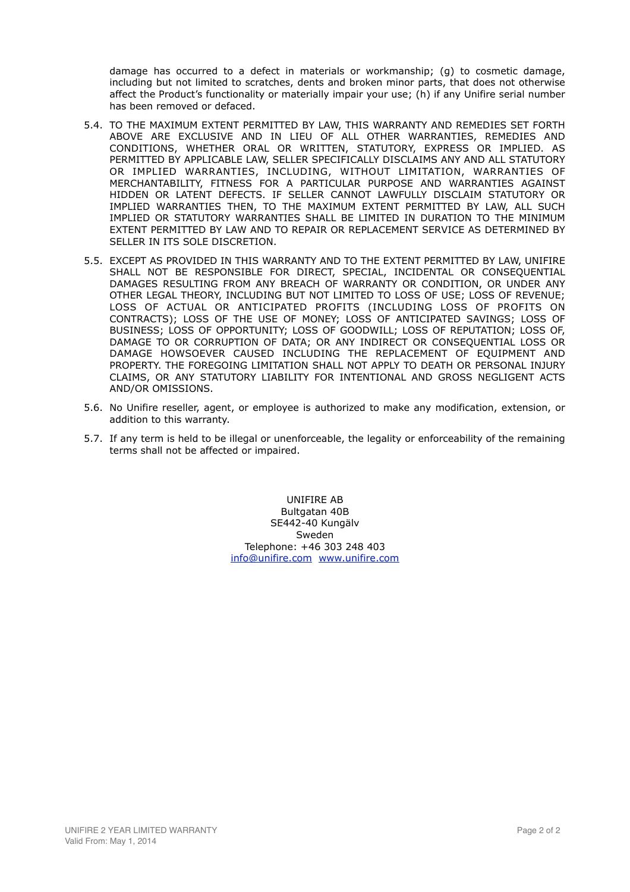damage has occurred to a defect in materials or workmanship; (g) to cosmetic damage, including but not limited to scratches, dents and broken minor parts, that does not otherwise affect the Product's functionality or materially impair your use; (h) if any Unifire serial number has been removed or defaced.

5.4. TO THE MAXIMUM EXTENT PERMITTED BY LAW, THIS WARRANTY AND REMEDIES SET FORTH ABOVE ARE EXCLUSIVE AND IN LIEU OF ALL OTHER WARRANTIES, REMEDIES AND CONDITIONS, WHETHER ORAL OR WRITTEN, STATUTORY, EXPRESS OR IMPLIED. AS PERMITTED BY APPLICABLE LAW, SELLER SPECIFICALLY DISCLAIMS ANY AND ALL STATUTORY OR IMPLIED WARRANTIES, INCLUDING, WITHOUT LIMITATION, WARRANTIES OF MERCHANTABILITY, FITNESS FOR A PARTICULAR PURPOSE AND WARRANTIES AGAINST HIDDEN OR LATENT DEFECTS. IF SELLER CANNOT LAWFULLY DISCLAIM STATUTORY OR IMPLIED WARRANTIES THEN, TO THE MAXIMUM EXTENT PERMITTED BY LAW, ALL SUCH IMPLIED OR STATUTORY WARRANTIES SHALL BE LIMITED IN DURATION TO THE MINIMUM EXTENT PERMITTED BY LAW AND TO REPAIR OR REPLACEMENT SERVICE AS DETERMINED BY SELLER IN ITS SOLE DISCRETION.

5.5. EXCEPT AS PROVIDED IN THIS WARRANTY AND TO THE EXTENT PERMITTED BY LAW, UNIFIRE SHALL NOT BE RESPONSIBLE FOR DIRECT, SPECIAL, INCIDENTAL OR CONSEQUENTIAL DAMAGES RESULTING FROM ANY BREACH OF WARRANTY OR CONDITION, OR UNDER ANY OTHER LEGAL THEORY, INCLUDING BUT NOT LIMITED TO LOSS OF USE; LOSS OF REVENUE; LOSS OF ACTUAL OR ANTICIPATED PROFITS (INCLUDING LOSS OF PROFITS ON CONTRACTS); LOSS OF THE USE OF MONEY; LOSS OF ANTICIPATED SAVINGS; LOSS OF BUSINESS; LOSS OF OPPORTUNITY; LOSS OF GOODWILL; LOSS OF REPUTATION; LOSS OF, DAMAGE TO OR CORRUPTION OF DATA; OR ANY INDIRECT OR CONSEQUENTIAL LOSS OR DAMAGE HOWSOEVER CAUSED INCLUDING THE REPLACEMENT OF EQUIPMENT AND PROPERTY. THE FOREGOING LIMITATION SHALL NOT APPLY TO DEATH OR PERSONAL INJURY CLAIMS, OR ANY STATUTORY LIABILITY FOR INTENTIONAL AND GROSS NEGLIGENT ACTS AND/OR OMISSIONS.

5.6. No Unifire reseller, agent, or employee is authorized to make any modification, extension, or addition to this warranty.

5.7. If any term is held to be illegal or unenforceable, the legality or enforceability of the remaining terms shall not be affected or impaired.

UNIFIRE AB
Bultgatan 40B
SE442-40 Kungälv
Sweden
Telephone: +46 303 248 403
info@unifire.com www.unifire.com

UNIFIRE 2 YEAR LIMITED WARRANTY
Valid From: May 1, 2014